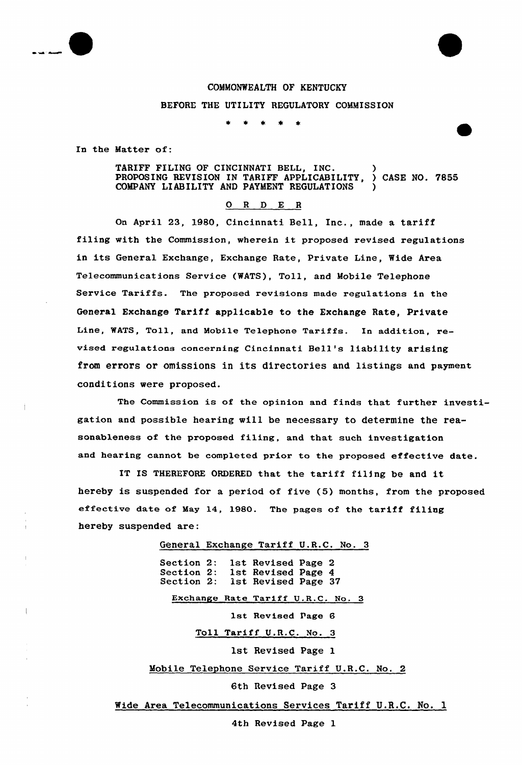COMMONWEALTH OF KENTUCKY

BEFORE THE UTILITY REGULATORY COMMISSION

\* \* \* \* \*

In the Matter of:

TARIFF FILING OF CINCINNATI BELL, INC. PROPOSING REVISION IN TARIFF APPLICABILITY, COMPANY LIABILITY AND PAYMENT REGULATIONS ) CASE NO. 7855

O R D E R

On April 23, 1980, Cincinnati Bell, Inc., made a tariff filing with the Commission, wherein it proposed revised regulations in its General Exchange, Exchange Rate, Private Line, Wide Area Telecommunications Service (WATS), Toll, and Mobile Telephone Service Tariffs. The proposed revisions made regulations in the General Exchange Tariff applicable to the Exchange Rate, Private Line, WATS, Toll, and Mobile Telephone Tariffs. In addition, revised regulations concerning Cincinnati Bell's liability arising from errors or omissions in its directories and listings and payment conditions were proposed.

The Commission is of the opinion and finds that further investigation and possible hearing will be necessary to determine the reasonableness of the proposed filing, and that such investigation and hearing cannot be completed prior to the proposed effective date.

IT IS THEREFORE ORDERED that the tariff filing be and it hereby is suspended for a period of five (5) months, from the proposed effective date of May 14, 1980. The pages of the tariff filing hereby suspended are:

General Exchange Tariff U.R.C. No. 3

Section 2: 1st Revised Page 2
Section 2: 1st Revised Page 4
Section 2: 1st Revised Page 37

Exchange Rate Tariff U.R.C. No. 3

1st Revised Page 6

Toll Tariff U.R.C. No. 3

1st Revised Page 1

Mobile Telephone Service Tariff U.R.C. No. 2

6th Revised Page 3

Wide Area Telecommunications Services Tariff U.R.C. No. 1

4th Revised Page 1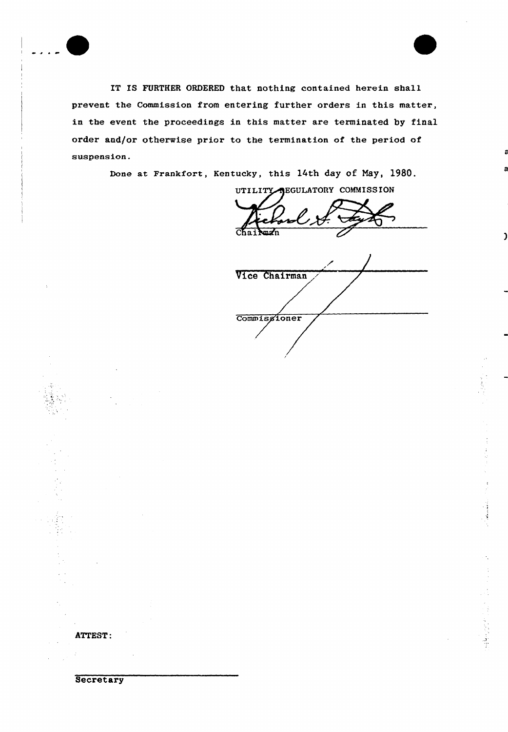IT IS FURTHER ORDERED that nothing contained herein shall prevent the Commission from entering further orders in this matter, in the event the proceedings in this matter are terminated by final order and/or otherwise prior to the termination of the period of suspension.

Done at Frankfort, Kentucky, this 14th day of May, 1980.

UTILITY REGULATORY COMMISSION

Chairman

Vice Chairman

Commissioner

ATTEST:

Secretary